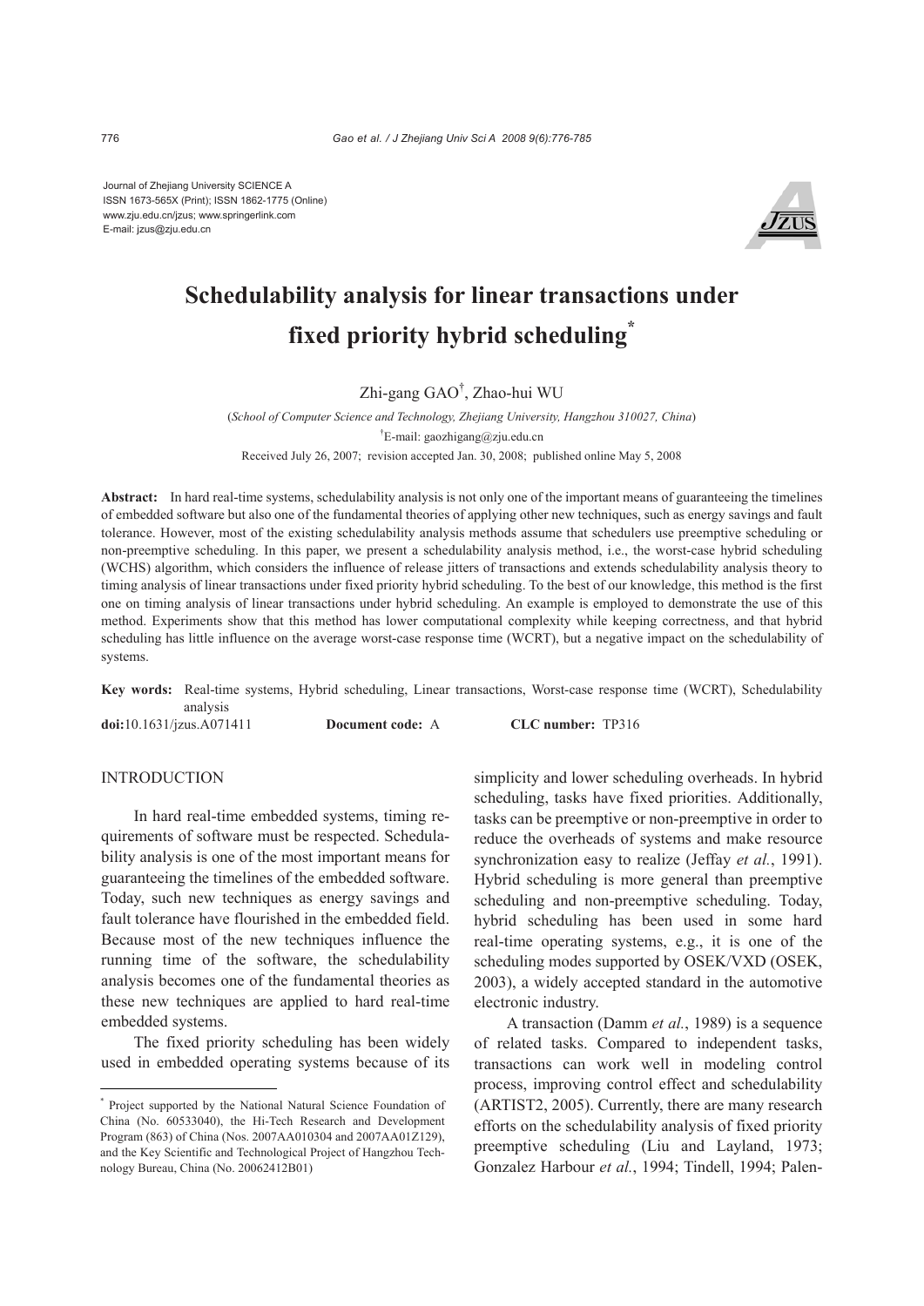Journal of Zhejiang University SCIENCE A
ISSN 1673-565X (Print); ISSN 1862-1775 (Online)
www.zju.edu.cn/jzus; www.springerlink.com
E-mail: jzus@zju.edu.cn

# Schedulability analysis for linear transactions under fixed priority hybrid scheduling*

Zhi-gang GAO[†], Zhao-hui WU

(*School of Computer Science and Technology, Zhejiang University, Hangzhou 310027, China*)

[†]E-mail: gaozhigang@zju.edu.cn

Received July 26, 2007; revision accepted Jan. 30, 2008; published online May 5, 2008

**Abstract:** In hard real-time systems, schedulability analysis is not only one of the important means of guaranteeing the timelines of embedded software but also one of the fundamental theories of applying other new techniques, such as energy savings and fault tolerance. However, most of the existing schedulability analysis methods assume that schedulers use preemptive scheduling or non-preemptive scheduling. In this paper, we present a schedulability analysis method, i.e., the worst-case hybrid scheduling (WCHS) algorithm, which considers the influence of release jitters of transactions and extends schedulability analysis theory to timing analysis of linear transactions under fixed priority hybrid scheduling. To the best of our knowledge, this method is the first one on timing analysis of linear transactions under hybrid scheduling. An example is employed to demonstrate the use of this method. Experiments show that this method has lower computational complexity while keeping correctness, and that hybrid scheduling has little influence on the average worst-case response time (WCRT), but a negative impact on the schedulability of systems.

**Key words:** Real-time systems, Hybrid scheduling, Linear transactions, Worst-case response time (WCRT), Schedulability analysis

**doi:**10.1631/jzus.A071411 **Document code:** A **CLC number:** TP316

## INTRODUCTION

In hard real-time embedded systems, timing requirements of software must be respected. Schedulability analysis is one of the most important means for guaranteeing the timelines of the embedded software. Today, such new techniques as energy savings and fault tolerance have flourished in the embedded field. Because most of the new techniques influence the running time of the software, the schedulability analysis becomes one of the fundamental theories as these new techniques are applied to hard real-time embedded systems.

The fixed priority scheduling has been widely used in embedded operating systems because of its simplicity and lower scheduling overheads. In hybrid scheduling, tasks have fixed priorities. Additionally, tasks can be preemptive or non-preemptive in order to reduce the overheads of systems and make resource synchronization easy to realize (Jeffay *et al.*, 1991). Hybrid scheduling is more general than preemptive scheduling and non-preemptive scheduling. Today, hybrid scheduling has been used in some hard real-time operating systems, e.g., it is one of the scheduling modes supported by OSEK/VXD (OSEK, 2003), a widely accepted standard in the automotive electronic industry.

A transaction (Damm *et al.*, 1989) is a sequence of related tasks. Compared to independent tasks, transactions can work well in modeling control process, improving control effect and schedulability (ARTIST2, 2005). Currently, there are many research efforts on the schedulability analysis of fixed priority preemptive scheduling (Liu and Layland, 1973; Gonzalez Harbour *et al.*, 1994; Tindell, 1994; Palen-

---

* Project supported by the National Natural Science Foundation of China (No. 60533040), the Hi-Tech Research and Development Program (863) of China (Nos. 2007AA010304 and 2007AA01Z129), and the Key Scientific and Technological Project of Hangzhou Technology Bureau, China (No. 20062412B01)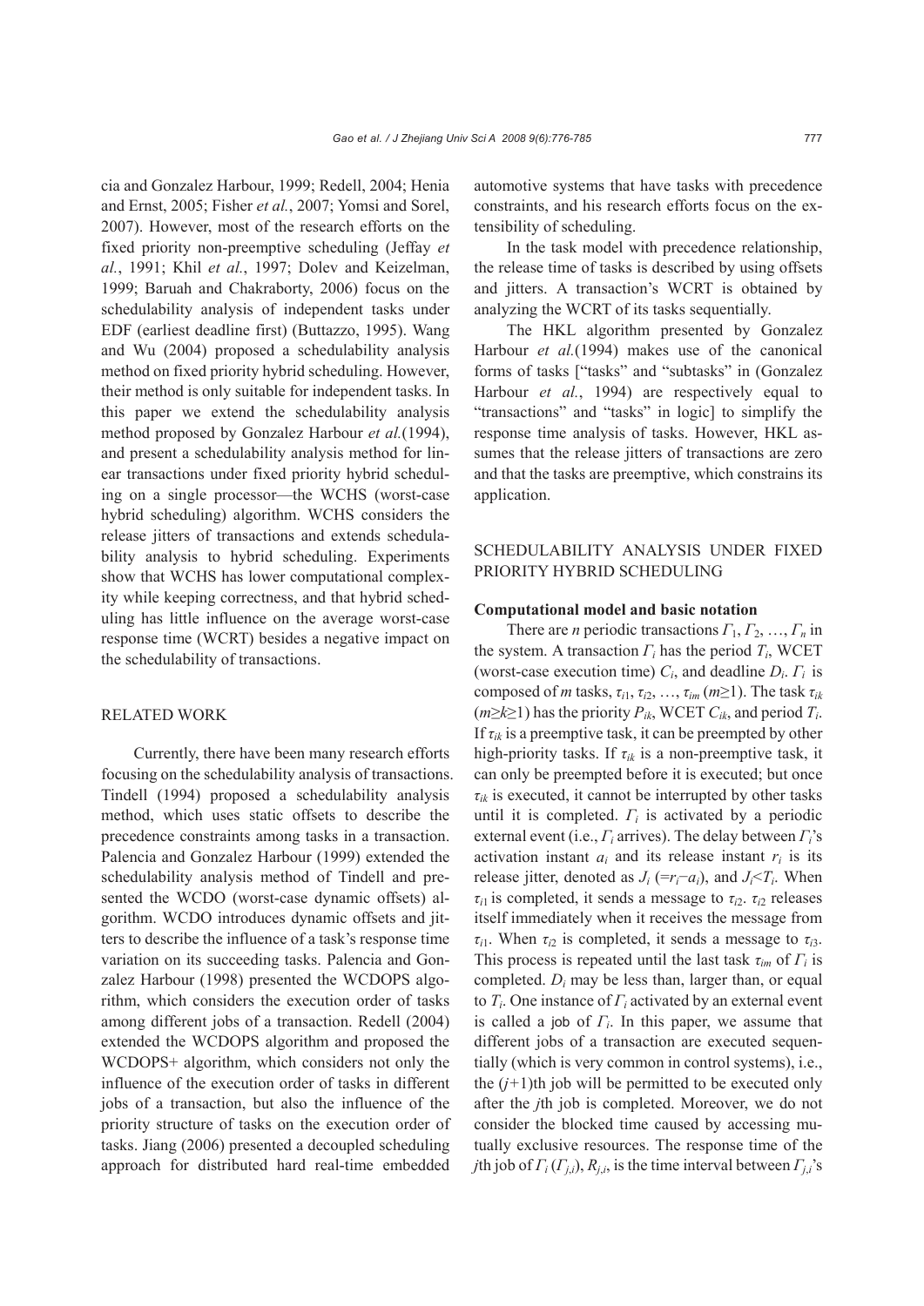cia and Gonzalez Harbour, 1999; Redell, 2004; Henia and Ernst, 2005; Fisher *et al.*, 2007; Yomsi and Sorel, 2007). However, most of the research efforts on the fixed priority non-preemptive scheduling (Jeffay *et al.*, 1991; Khil *et al.*, 1997; Dolev and Keizelman, 1999; Baruah and Chakraborty, 2006) focus on the schedulability analysis of independent tasks under EDF (earliest deadline first) (Buttazzo, 1995). Wang and Wu (2004) proposed a schedulability analysis method on fixed priority hybrid scheduling. However, their method is only suitable for independent tasks. In this paper we extend the schedulability analysis method proposed by Gonzalez Harbour *et al.*(1994), and present a schedulability analysis method for linear transactions under fixed priority hybrid scheduling on a single processor—the WCHS (worst-case hybrid scheduling) algorithm. WCHS considers the release jitters of transactions and extends schedulability analysis to hybrid scheduling. Experiments show that WCHS has lower computational complexity while keeping correctness, and that hybrid scheduling has little influence on the average worst-case response time (WCRT) besides a negative impact on the schedulability of transactions.

## RELATED WORK

Currently, there have been many research efforts focusing on the schedulability analysis of transactions. Tindell (1994) proposed a schedulability analysis method, which uses static offsets to describe the precedence constraints among tasks in a transaction. Palencia and Gonzalez Harbour (1999) extended the schedulability analysis method of Tindell and presented the WCDO (worst-case dynamic offsets) algorithm. WCDO introduces dynamic offsets and jitters to describe the influence of a task's response time variation on its succeeding tasks. Palencia and Gonzalez Harbour (1998) presented the WCDOPS algorithm, which considers the execution order of tasks among different jobs of a transaction. Redell (2004) extended the WCDOPS algorithm and proposed the WCDOPS+ algorithm, which considers not only the influence of the execution order of tasks in different jobs of a transaction, but also the influence of the priority structure of tasks on the execution order of tasks. Jiang (2006) presented a decoupled scheduling approach for distributed hard real-time embedded automotive systems that have tasks with precedence constraints, and his research efforts focus on the extensibility of scheduling.

In the task model with precedence relationship, the release time of tasks is described by using offsets and jitters. A transaction's WCRT is obtained by analyzing the WCRT of its tasks sequentially.

The HKL algorithm presented by Gonzalez Harbour *et al.*(1994) makes use of the canonical forms of tasks ["tasks" and "subtasks" in (Gonzalez Harbour *et al.*, 1994) are respectively equal to "transactions" and "tasks" in logic] to simplify the response time analysis of tasks. However, HKL assumes that the release jitters of transactions are zero and that the tasks are preemptive, which constrains its application.

## SCHEDULABILITY ANALYSIS UNDER FIXED PRIORITY HYBRID SCHEDULING

### Computational model and basic notation

There are $n$ periodic transactions $\Gamma_1, \Gamma_2, \ldots, \Gamma_n$ in the system. A transaction $\Gamma_i$ has the period $T_i$, WCET (worst-case execution time) $C_i$, and deadline $D_i$. $\Gamma_i$ is composed of $m$ tasks, $\tau_{i1}, \tau_{i2}, \ldots, \tau_{im}$ ($m \geq 1$). The task $\tau_{ik}$ ($m \geq k \geq 1$) has the priority $P_{ik}$, WCET $C_{ik}$, and period $T_i$. If $\tau_{ik}$ is a preemptive task, it can be preempted by other high-priority tasks. If $\tau_{ik}$ is a non-preemptive task, it can only be preempted before it is executed; but once $\tau_{ik}$ is executed, it cannot be interrupted by other tasks until it is completed. $\Gamma_i$ is activated by a periodic external event (i.e., $\Gamma_i$ arrives). The delay between $\Gamma_i$'s activation instant $a_i$ and its release instant $r_i$ is its release jitter, denoted as $J_i$ ($=r_i-a_i$), and $J_i < T_i$. When $\tau_{i1}$ is completed, it sends a message to $\tau_{i2}$. $\tau_{i2}$ releases itself immediately when it receives the message from $\tau_{i1}$. When $\tau_{i2}$ is completed, it sends a message to $\tau_{i3}$. This process is repeated until the last task $\tau_{im}$ of $\Gamma_i$ is completed. $D_i$ may be less than, larger than, or equal to $T_i$. One instance of $\Gamma_i$ activated by an external event is called a job of $\Gamma_i$. In this paper, we assume that different jobs of a transaction are executed sequentially (which is very common in control systems), i.e., the $(j+1)$th job will be permitted to be executed only after the $j$th job is completed. Moreover, we do not consider the blocked time caused by accessing mutually exclusive resources. The response time of the $j$th job of $\Gamma_i$ ($\Gamma_{j,i}$), $R_{j,i}$, is the time interval between $\Gamma_{j,i}$'s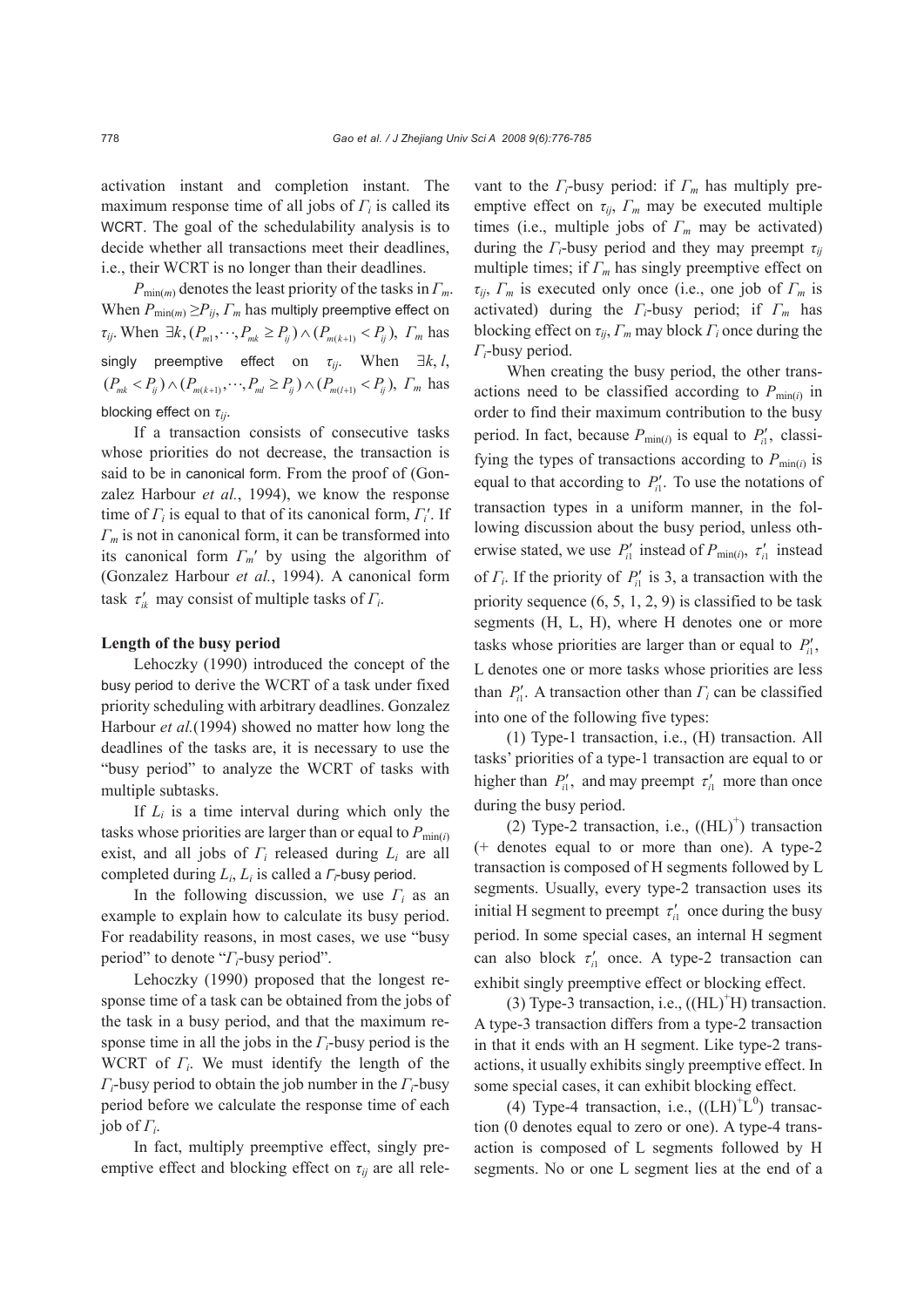activation instant and completion instant. The maximum response time of all jobs of $\Gamma_i$ is called its WCRT. The goal of the schedulability analysis is to decide whether all transactions meet their deadlines, i.e., their WCRT is no longer than their deadlines.

$P_{\min(m)}$ denotes the least priority of the tasks in $\Gamma_m$. When $P_{\min(m)} \geq P_{ij}$, $\Gamma_m$ has multiply preemptive effect on $\tau_{ij}$. When $\exists k, (P_{m1}, \cdots, P_{mk} \geq P_{ij}) \wedge (P_{m(k+1)} < P_{ij})$, $\Gamma_m$ has singly preemptive effect on $\tau_{ij}$. When $\exists k, l$, $(P_{mk} < P_{ij}) \wedge (P_{m(k+1)}, \cdots, P_{ml} \geq P_{ij}) \wedge (P_{m(l+1)} < P_{ij})$, $\Gamma_m$ has blocking effect on $\tau_{ij}$.

If a transaction consists of consecutive tasks whose priorities do not decrease, the transaction is said to be in canonical form. From the proof of (Gonzalez Harbour *et al.*, 1994), we know the response time of $\Gamma_i$ is equal to that of its canonical form, $\Gamma_i'$. If $\Gamma_m$ is not in canonical form, it can be transformed into its canonical form $\Gamma_m'$ by using the algorithm of (Gonzalez Harbour *et al.*, 1994). A canonical form task $\tau_{ik}'$ may consist of multiple tasks of $\Gamma_i$.

**Length of the busy period**

Lehoczky (1990) introduced the concept of the busy period to derive the WCRT of a task under fixed priority scheduling with arbitrary deadlines. Gonzalez Harbour *et al.*(1994) showed no matter how long the deadlines of the tasks are, it is necessary to use the "busy period" to analyze the WCRT of tasks with multiple subtasks.

If $L_i$ is a time interval during which only the tasks whose priorities are larger than or equal to $P_{\min(i)}$ exist, and all jobs of $\Gamma_i$ released during $L_i$ are all completed during $L_i$, $L_i$ is called a $\Gamma_i$-busy period.

In the following discussion, we use $\Gamma_i$ as an example to explain how to calculate its busy period. For readability reasons, in most cases, we use "busy period" to denote "$\Gamma_i$-busy period".

Lehoczky (1990) proposed that the longest response time of a task can be obtained from the jobs of the task in a busy period, and that the maximum response time in all the jobs in the $\Gamma_i$-busy period is the WCRT of $\Gamma_i$. We must identify the length of the $\Gamma_i$-busy period to obtain the job number in the $\Gamma_i$-busy period before we calculate the response time of each job of $\Gamma_i$.

In fact, multiply preemptive effect, singly preemptive effect and blocking effect on $\tau_{ij}$ are all relevant to the $\Gamma_i$-busy period: if $\Gamma_m$ has multiply preemptive effect on $\tau_{ij}$, $\Gamma_m$ may be executed multiple times (i.e., multiple jobs of $\Gamma_m$ may be activated) during the $\Gamma_i$-busy period and they may preempt $\tau_{ij}$ multiple times; if $\Gamma_m$ has singly preemptive effect on $\tau_{ij}$, $\Gamma_m$ is executed only once (i.e., one job of $\Gamma_m$ is activated) during the $\Gamma_i$-busy period; if $\Gamma_m$ has blocking effect on $\tau_{ij}$, $\Gamma_m$ may block $\Gamma_i$ once during the $\Gamma_i$-busy period.

When creating the busy period, the other transactions need to be classified according to $P_{\min(i)}$ in order to find their maximum contribution to the busy period. In fact, because $P_{\min(i)}$ is equal to $P_{i1}'$, classifying the types of transactions according to $P_{\min(i)}$ is equal to that according to $P_{i1}'$. To use the notations of transaction types in a uniform manner, in the following discussion about the busy period, unless otherwise stated, we use $P_{i1}'$ instead of $P_{\min(i)}$, $\tau_{i1}'$ instead of $\Gamma_i$. If the priority of $P_{i1}'$ is 3, a transaction with the priority sequence (6, 5, 1, 2, 9) is classified to be task segments (H, L, H), where H denotes one or more tasks whose priorities are larger than or equal to $P_{i1}'$, L denotes one or more tasks whose priorities are less than $P_{i1}'$. A transaction other than $\Gamma_i$ can be classified into one of the following five types:

(1) Type-1 transaction, i.e., (H) transaction. All tasks' priorities of a type-1 transaction are equal to or higher than $P_{i1}'$, and may preempt $\tau_{i1}'$ more than once during the busy period.

(2) Type-2 transaction, i.e., $((\text{HL})^+)$ transaction (+ denotes equal to or more than one). A type-2 transaction is composed of H segments followed by L segments. Usually, every type-2 transaction uses its initial H segment to preempt $\tau_{i1}'$ once during the busy period. In some special cases, an internal H segment can also block $\tau_{i1}'$ once. A type-2 transaction can exhibit singly preemptive effect or blocking effect.

(3) Type-3 transaction, i.e., $((\text{HL})^+\text{H})$ transaction. A type-3 transaction differs from a type-2 transaction in that it ends with an H segment. Like type-2 transactions, it usually exhibits singly preemptive effect. In some special cases, it can exhibit blocking effect.

(4) Type-4 transaction, i.e., $((\text{LH})^+\text{L}^0)$ transaction (0 denotes equal to zero or one). A type-4 transaction is composed of L segments followed by H segments. No or one L segment lies at the end of a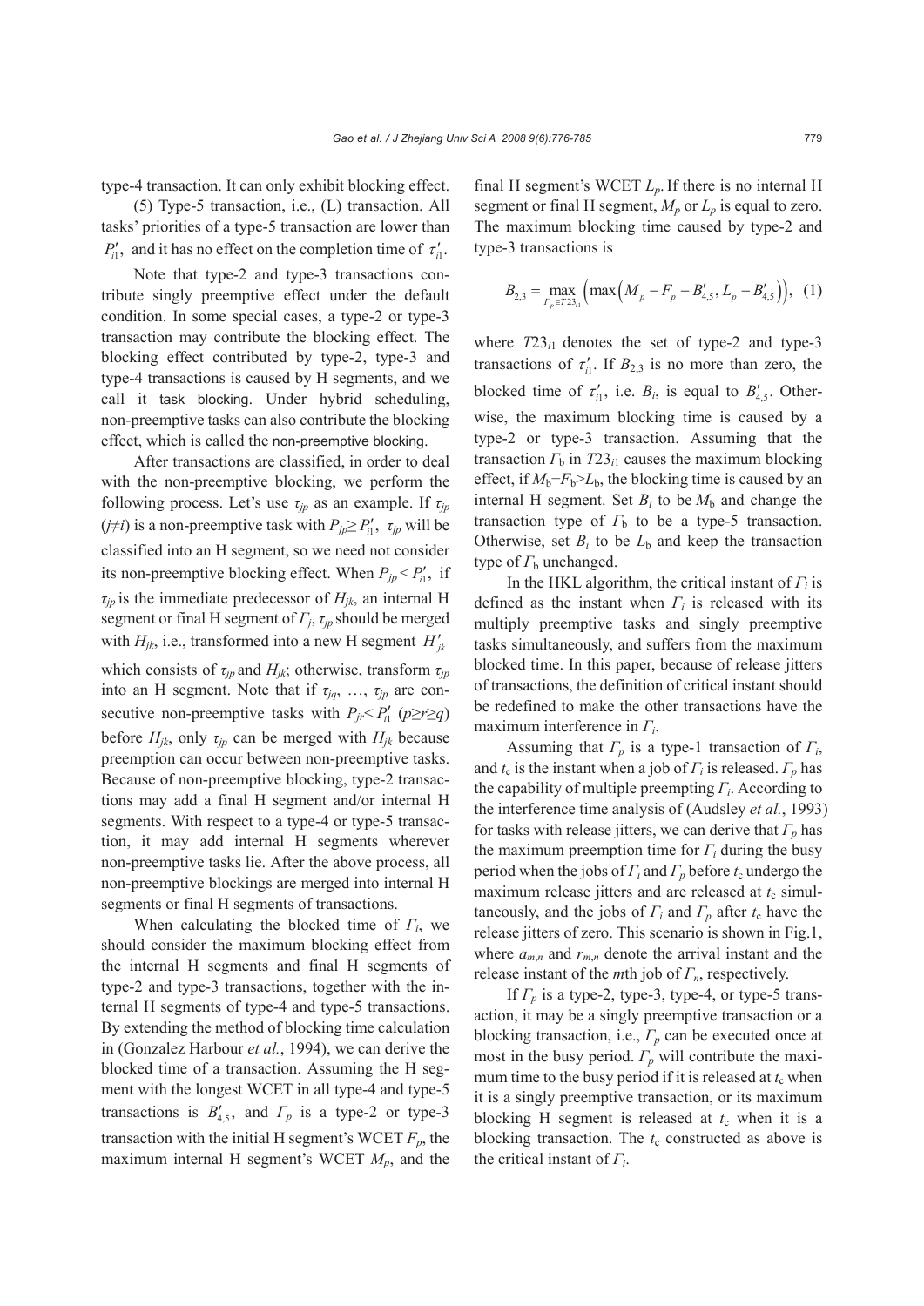type-4 transaction. It can only exhibit blocking effect.

(5) Type-5 transaction, i.e., (L) transaction. All tasks' priorities of a type-5 transaction are lower than $P'_{i1}$, and it has no effect on the completion time of $\tau'_{i1}$.

Note that type-2 and type-3 transactions contribute singly preemptive effect under the default condition. In some special cases, a type-2 or type-3 transaction may contribute the blocking effect. The blocking effect contributed by type-2, type-3 and type-4 transactions is caused by H segments, and we call it task blocking. Under hybrid scheduling, non-preemptive tasks can also contribute the blocking effect, which is called the non-preemptive blocking.

After transactions are classified, in order to deal with the non-preemptive blocking, we perform the following process. Let's use $\tau_{jp}$ as an example. If $\tau_{jp}$ ($j \neq i$) is a non-preemptive task with $P_{jp} \geq P'_{i1}$, $\tau_{jp}$ will be classified into an H segment, so we need not consider its non-preemptive blocking effect. When $P_{jp} < P'_{i1}$, if $\tau_{jp}$ is the immediate predecessor of $H_{jk}$, an internal H segment or final H segment of $\Gamma_j$, $\tau_{jp}$ should be merged with $H_{jk}$, i.e., transformed into a new H segment $H'_{jk}$ which consists of $\tau_{jp}$ and $H_{jk}$; otherwise, transform $\tau_{jp}$ into an H segment. Note that if $\tau_{jq}$, …, $\tau_{jp}$ are consecutive non-preemptive tasks with $P_{jr} < P'_{i1}$ ($p \geq r \geq q$) before $H_{jk}$, only $\tau_{jp}$ can be merged with $H_{jk}$ because preemption can occur between non-preemptive tasks. Because of non-preemptive blocking, type-2 transactions may add a final H segment and/or internal H segments. With respect to a type-4 or type-5 transaction, it may add internal H segments wherever non-preemptive tasks lie. After the above process, all non-preemptive blockings are merged into internal H segments or final H segments of transactions.

When calculating the blocked time of $\Gamma_i$, we should consider the maximum blocking effect from the internal H segments and final H segments of type-2 and type-3 transactions, together with the internal H segments of type-4 and type-5 transactions. By extending the method of blocking time calculation in (Gonzalez Harbour *et al.*, 1994), we can derive the blocked time of a transaction. Assuming the H segment with the longest WCET in all type-4 and type-5 transactions is $B'_{4,5}$, and $\Gamma_p$ is a type-2 or type-3 transaction with the initial H segment's WCET $F_p$, the maximum internal H segment's WCET $M_p$, and the final H segment's WCET $L_p$. If there is no internal H segment or final H segment, $M_p$ or $L_p$ is equal to zero. The maximum blocking time caused by type-2 and type-3 transactions is

$$B_{2,3} = \max_{\Gamma_p \in T23_{i1}} \left( \max \left( M_p - F_p - B'_{4,5}, L_p - B'_{4,5} \right) \right), \quad (1)$$

where $T23_{i1}$ denotes the set of type-2 and type-3 transactions of $\tau'_{i1}$. If $B_{2,3}$ is no more than zero, the blocked time of $\tau'_{i1}$, i.e. $B_i$, is equal to $B'_{4,5}$. Otherwise, the maximum blocking time is caused by a type-2 or type-3 transaction. Assuming that the transaction $\Gamma_b$ in $T23_{i1}$ causes the maximum blocking effect, if $M_b - F_b > L_b$, the blocking time is caused by an internal H segment. Set $B_i$ to be $M_b$ and change the transaction type of $\Gamma_b$ to be a type-5 transaction. Otherwise, set $B_i$ to be $L_b$ and keep the transaction type of $\Gamma_b$ unchanged.

In the HKL algorithm, the critical instant of $\Gamma_i$ is defined as the instant when $\Gamma_i$ is released with its multiply preemptive tasks and singly preemptive tasks simultaneously, and suffers from the maximum blocked time. In this paper, because of release jitters of transactions, the definition of critical instant should be redefined to make the other transactions have the maximum interference in $\Gamma_i$.

Assuming that $\Gamma_p$ is a type-1 transaction of $\Gamma_i$, and $t_c$ is the instant when a job of $\Gamma_i$ is released. $\Gamma_p$ has the capability of multiple preempting $\Gamma_i$. According to the interference time analysis of (Audsley *et al.*, 1993) for tasks with release jitters, we can derive that $\Gamma_p$ has the maximum preemption time for $\Gamma_i$ during the busy period when the jobs of $\Gamma_i$ and $\Gamma_p$ before $t_c$ undergo the maximum release jitters and are released at $t_c$ simultaneously, and the jobs of $\Gamma_i$ and $\Gamma_p$ after $t_c$ have the release jitters of zero. This scenario is shown in Fig.1, where $a_{m,n}$ and $r_{m,n}$ denote the arrival instant and the release instant of the $m$th job of $\Gamma_n$, respectively.

If $\Gamma_p$ is a type-2, type-3, type-4, or type-5 transaction, it may be a singly preemptive transaction or a blocking transaction, i.e., $\Gamma_p$ can be executed once at most in the busy period. $\Gamma_p$ will contribute the maximum time to the busy period if it is released at $t_c$ when it is a singly preemptive transaction, or its maximum blocking H segment is released at $t_c$ when it is a blocking transaction. The $t_c$ constructed as above is the critical instant of $\Gamma_i$.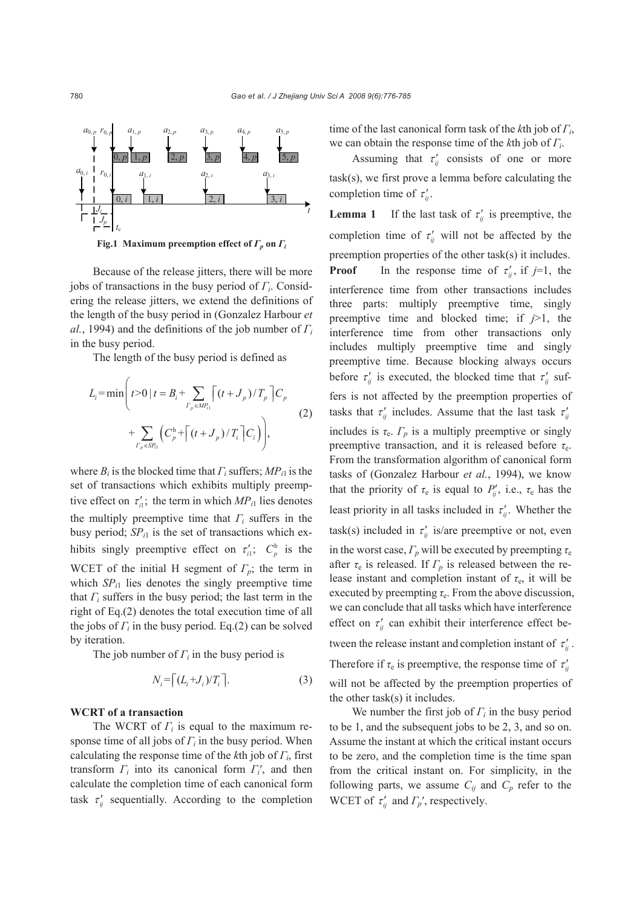Fig.1 Maximum preemption effect of $\Gamma_p$ on $\Gamma_i$

Because of the release jitters, there will be more jobs of transactions in the busy period of $\Gamma_i$. Considering the release jitters, we extend the definitions of the length of the busy period in (Gonzalez Harbour *et al.*, 1994) and the definitions of the job number of $\Gamma_i$ in the busy period.

The length of the busy period is defined as

$$L_i=\min\left(t>0 \mid t=B_i+\sum_{\Gamma_p\in MP_{i1}}\left\lceil (t+J_p)/T_p\right\rceil C_p + \sum_{\Gamma_p\in SP_{i1}}\left(C_p^{\mathrm{h}}+\left\lceil (t+J_p)/T_i\right\rceil C_i\right)\right), \tag{2}$$

where $B_i$ is the blocked time that $\Gamma_i$ suffers; $MP_{i1}$ is the set of transactions which exhibits multiply preemptive effect on $\tau'_{i1}$; the term in which $MP_{i1}$ lies denotes the multiply preemptive time that $\Gamma_i$ suffers in the busy period; $SP_{i1}$ is the set of transactions which exhibits singly preemptive effect on $\tau'_{i1}$; $C_p^{\mathrm{h}}$ is the WCET of the initial H segment of $\Gamma_p$; the term in which $SP_{i1}$ lies denotes the singly preemptive time that $\Gamma_i$ suffers in the busy period; the last term in the right of Eq.(2) denotes the total execution time of all the jobs of $\Gamma_i$ in the busy period. Eq.(2) can be solved by iteration.

The job number of $\Gamma_i$ in the busy period is

$$N_i=\left\lceil (L_i+J_i)/T_i\right\rceil. \tag{3}$$

**WCRT of a transaction**

The WCRT of $\Gamma_i$ is equal to the maximum response time of all jobs of $\Gamma_i$ in the busy period. When calculating the response time of the $k$th job of $\Gamma_i$, first transform $\Gamma_i$ into its canonical form $\Gamma_i'$, and then calculate the completion time of each canonical form task $\tau'_{ij}$ sequentially. According to the completion time of the last canonical form task of the $k$th job of $\Gamma_i$, we can obtain the response time of the $k$th job of $\Gamma_i$.

Assuming that $\tau'_{ij}$ consists of one or more task(s), we first prove a lemma before calculating the completion time of $\tau'_{ij}$.

**Lemma 1** If the last task of $\tau'_{ij}$ is preemptive, the completion time of $\tau'_{ij}$ will not be affected by the preemption properties of the other task(s) it includes.

**Proof** In the response time of $\tau'_{ij}$, if $j$=1, the interference time from other transactions includes three parts: multiply preemptive time, singly preemptive time and blocked time; if $j$>1, the interference time from other transactions only includes multiply preemptive time and singly preemptive time. Because blocking always occurs before $\tau'_{ij}$ is executed, the blocked time that $\tau'_{ij}$ suffers is not affected by the preemption properties of tasks that $\tau'_{ij}$ includes. Assume that the last task $\tau'_{ij}$ includes is $\tau_{\mathrm{e}}$. $\Gamma_p$ is a multiply preemptive or singly preemptive transaction, and it is released before $\tau_{\mathrm{e}}$. From the transformation algorithm of canonical form tasks of (Gonzalez Harbour *et al.*, 1994), we know that the priority of $\tau_{\mathrm{e}}$ is equal to $P'_{ij}$, i.e., $\tau_{\mathrm{e}}$ has the least priority in all tasks included in $\tau'_{ij}$. Whether the task(s) included in $\tau'_{ij}$ is/are preemptive or not, even in the worst case, $\Gamma_p$ will be executed by preempting $\tau_{\mathrm{e}}$ after $\tau_{\mathrm{e}}$ is released. If $\Gamma_p$ is released between the release instant and completion instant of $\tau_{\mathrm{e}}$, it will be executed by preempting $\tau_{\mathrm{e}}$. From the above discussion, we can conclude that all tasks which have interference effect on $\tau'_{ij}$ can exhibit their interference effect between the release instant and completion instant of $\tau'_{ij}$. Therefore if $\tau_{\mathrm{e}}$ is preemptive, the response time of $\tau'_{ij}$ will not be affected by the preemption properties of the other task(s) it includes.

We number the first job of $\Gamma_i$ in the busy period to be 1, and the subsequent jobs to be 2, 3, and so on. Assume the instant at which the critical instant occurs to be zero, and the completion time is the time span from the critical instant on. For simplicity, in the following parts, we assume $C_{ij}$ and $C_p$ refer to the WCET of $\tau'_{ij}$ and $\Gamma_p'$, respectively.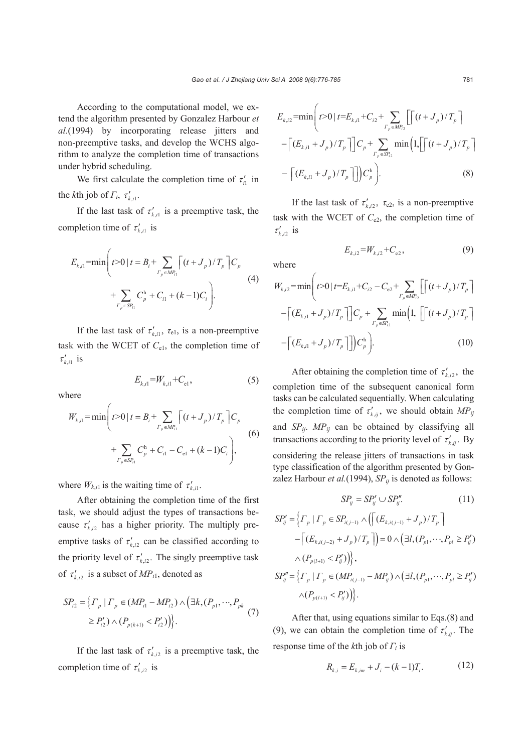According to the computational model, we extend the algorithm presented by Gonzalez Harbour *et al.*(1994) by incorporating release jitters and non-preemptive tasks, and develop the WCHS algorithm to analyze the completion time of transactions under hybrid scheduling.

We first calculate the completion time of $\tau'_{i1}$ in the $k$th job of $\Gamma_i$, $\tau'_{k,i1}$.

If the last task of $\tau'_{k,i1}$ is a preemptive task, the completion time of $\tau'_{k,i1}$ is

$$E_{k,i1}=\min\left(t>0 \mid t=B_i+\sum_{\Gamma_p\in MP_{i1}}\left\lceil (t+J_p)/T_p\right\rceil C_p + \sum_{\Gamma_p\in SP_{i1}} C_p^{\mathrm{h}}+C_{i1}+(k-1)C_i\right). \tag{4}$$

If the last task of $\tau'_{k,i1}$, $\tau_{e1}$, is a non-preemptive task with the WCET of $C_{e1}$, the completion time of $\tau'_{k,i1}$ is

$$E_{k,i1}=W_{k,i1}+C_{e1}, \tag{5}$$

where

$$W_{k,i1}=\min\left(t>0 \mid t=B_i+\sum_{\Gamma_p\in MP_{i1}}\left\lceil (t+J_p)/T_p\right\rceil C_p + \sum_{\Gamma_p\in SP_{i1}} C_p^{\mathrm{h}}+C_{i1}-C_{e1}+(k-1)C_i\right), \tag{6}$$

where $W_{k,i1}$ is the waiting time of $\tau'_{k,i1}$.

After obtaining the completion time of the first task, we should adjust the types of transactions because $\tau'_{k,i2}$ has a higher priority. The multiply preemptive tasks of $\tau'_{k,i2}$ can be classified according to the priority level of $\tau'_{k,i2}$. The singly preemptive task of $\tau'_{k,i2}$ is a subset of $MP_{i1}$, denoted as

$$SP_{i2}=\left\{\Gamma_p \mid \Gamma_p\in(MP_{i1}-MP_{i2})\wedge\left(\exists k,(P_{p1},\cdots,P_{pk}\geq P'_{i2})\wedge(P_{p(k+1)}<P'_{i2})\right)\right\}. \tag{7}$$

If the last task of $\tau'_{k,i2}$ is a preemptive task, the completion time of $\tau'_{k,i2}$ is

$$\begin{aligned}E_{k,i2}=\min\Bigg(t>0 \mid t=&E_{k,i1}+C_{i2}+\sum_{\Gamma_p\in MP_{i2}}\left[\left\lceil (t+J_p)/T_p\right\rceil -\left\lceil (E_{k,i1}+J_p)/T_p\right\rceil\right]C_p \\ &+\sum_{\Gamma_p\in SP_{i2}}\min\left(1,\left[\left\lceil (t+J_p)/T_p\right\rceil -\left\lceil (E_{k,i1}+J_p)/T_p\right\rceil\right]\right)C_p^{\mathrm{h}}\Bigg).\end{aligned} \tag{8}$$

If the last task of $\tau'_{k,i2}$, $\tau_{e2}$, is a non-preemptive task with the WCET of $C_{e2}$, the completion time of $\tau'_{k,i2}$ is

$$E_{k,i2}=W_{k,i2}+C_{e2}, \tag{9}$$

where

$$\begin{aligned}W_{k,i2}=\min\Bigg(t>0 \mid t=&E_{k,i1}+C_{i2}-C_{e2}+\sum_{\Gamma_p\in MP_{i2}}\left[\left\lceil (t+J_p)/T_p\right\rceil -\left\lceil (E_{k,i1}+J_p)/T_p\right\rceil\right]C_p \\ &+\sum_{\Gamma_p\in SP_{i2}}\min\left(1,\left[\left\lceil (t+J_p)/T_p\right\rceil -\left\lceil (E_{k,i1}+J_p)/T_p\right\rceil\right]\right)C_p^{\mathrm{h}}\Bigg).\end{aligned} \tag{10}$$

After obtaining the completion time of $\tau'_{k,i2}$, the completion time of the subsequent canonical form tasks can be calculated sequentially. When calculating the completion time of $\tau'_{k,ij}$, we should obtain $MP_{ij}$ and $SP_{ij}$. $MP_{ij}$ can be obtained by classifying all transactions according to the priority level of $\tau'_{k,ij}$. By considering the release jitters of transactions in task type classification of the algorithm presented by Gonzalez Harbour *et al.*(1994), $SP_{ij}$ is denoted as follows:

$$SP_{ij}=SP'_{ij}\cup SP''_{ij}. \tag{11}$$

$$\begin{aligned}SP'_{ij}=\Big\{\Gamma_p \mid\ & \Gamma_p\in SP_{i(j-1)}\wedge\left(\left\lceil (E_{k,i(j-1)}+J_p)/T_p\right\rceil -\left\lceil (E_{k,i(j-2)}+J_p)/T_p\right\rceil\right)=0\wedge\left(\exists l,(P_{p1},\cdots,P_{pl}\geq P'_{ij})\right.\\ &\left.\wedge(P_{p(l+1)}<P'_{ij})\right)\Big\},\\ SP''_{ij}=\Big\{\Gamma_p \mid\ & \Gamma_p\in(MP_{i(j-1)}-MP_{ij})\wedge\left(\exists l,(P_{p1},\cdots,P_{pl}\geq P'_{ij})\wedge(P_{p(l+1)}<P'_{ij})\right)\Big\}.\end{aligned}$$

After that, using equations similar to Eqs.(8) and (9), we can obtain the completion time of $\tau'_{k,ij}$. The response time of the $k$th job of $\Gamma_i$ is

$$R_{k,i}=E_{k,im}+J_i-(k-1)T_i. \tag{12}$$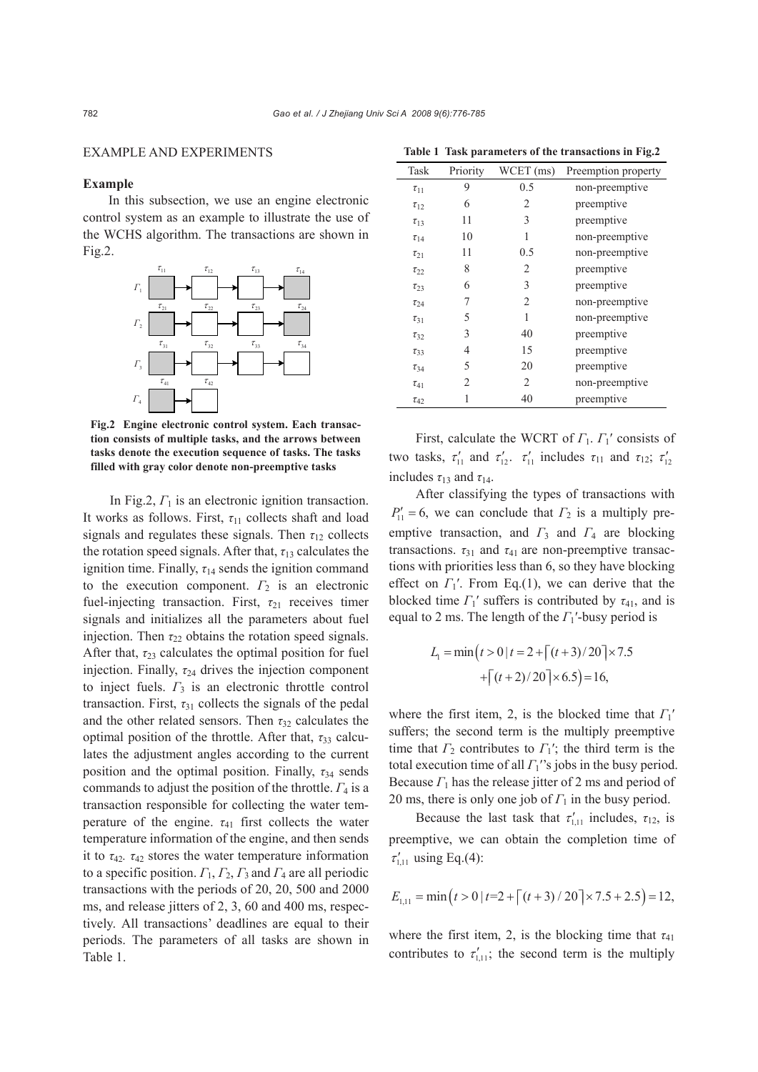## EXAMPLE AND EXPERIMENTS

### Example

In this subsection, we use an engine electronic control system as an example to illustrate the use of the WCHS algorithm. The transactions are shown in Fig.2.

**Fig.2 Engine electronic control system. Each transaction consists of multiple tasks, and the arrows between tasks denote the execution sequence of tasks. The tasks filled with gray color denote non-preemptive tasks**

In Fig.2, $\Gamma_1$ is an electronic ignition transaction. It works as follows. First, $\tau_{11}$ collects shaft and load signals and regulates these signals. Then $\tau_{12}$ collects the rotation speed signals. After that, $\tau_{13}$ calculates the ignition time. Finally, $\tau_{14}$ sends the ignition command to the execution component. $\Gamma_2$ is an electronic fuel-injecting transaction. First, $\tau_{21}$ receives timer signals and initializes all the parameters about fuel injection. Then $\tau_{22}$ obtains the rotation speed signals. After that, $\tau_{23}$ calculates the optimal position for fuel injection. Finally, $\tau_{24}$ drives the injection component to inject fuels. $\Gamma_3$ is an electronic throttle control transaction. First, $\tau_{31}$ collects the signals of the pedal and the other related sensors. Then $\tau_{32}$ calculates the optimal position of the throttle. After that, $\tau_{33}$ calculates the adjustment angles according to the current position and the optimal position. Finally, $\tau_{34}$ sends commands to adjust the position of the throttle. $\Gamma_4$ is a transaction responsible for collecting the water temperature of the engine. $\tau_{41}$ first collects the water temperature information of the engine, and then sends it to $\tau_{42}$. $\tau_{42}$ stores the water temperature information to a specific position. $\Gamma_1$, $\Gamma_2$, $\Gamma_3$ and $\Gamma_4$ are all periodic transactions with the periods of 20, 20, 500 and 2000 ms, and release jitters of 2, 3, 60 and 400 ms, respectively. All transactions' deadlines are equal to their periods. The parameters of all tasks are shown in Table 1.

**Table 1 Task parameters of the transactions in Fig.2**

| Task | Priority | WCET (ms) | Preemption property |
|---|---|---|---|
| $\tau_{11}$ | 9 | 0.5 | non-preemptive |
| $\tau_{12}$ | 6 | 2 | preemptive |
| $\tau_{13}$ | 11 | 3 | preemptive |
| $\tau_{14}$ | 10 | 1 | non-preemptive |
| $\tau_{21}$ | 11 | 0.5 | non-preemptive |
| $\tau_{22}$ | 8 | 2 | preemptive |
| $\tau_{23}$ | 6 | 3 | preemptive |
| $\tau_{24}$ | 7 | 2 | non-preemptive |
| $\tau_{31}$ | 5 | 1 | non-preemptive |
| $\tau_{32}$ | 3 | 40 | preemptive |
| $\tau_{33}$ | 4 | 15 | preemptive |
| $\tau_{34}$ | 5 | 20 | preemptive |
| $\tau_{41}$ | 2 | 2 | non-preemptive |
| $\tau_{42}$ | 1 | 40 | preemptive |

First, calculate the WCRT of $\Gamma_1$. $\Gamma_1'$ consists of two tasks, $\tau_{11}'$ and $\tau_{12}'$. $\tau_{11}'$ includes $\tau_{11}$ and $\tau_{12}$; $\tau_{12}'$ includes $\tau_{13}$ and $\tau_{14}$.

After classifying the types of transactions with $P_{11}'=6$, we can conclude that $\Gamma_2$ is a multiply preemptive transaction, and $\Gamma_3$ and $\Gamma_4$ are blocking transactions. $\tau_{31}$ and $\tau_{41}$ are non-preemptive transactions with priorities less than 6, so they have blocking effect on $\Gamma_1'$. From Eq.(1), we can derive that the blocked time $\Gamma_1'$ suffers is contributed by $\tau_{41}$, and is equal to 2 ms. The length of the $\Gamma_1'$-busy period is

$$L_1 = \min\left(t>0 \mid t = 2 + \lceil (t+3)/20 \rceil \times 7.5 + \lceil (t+2)/20 \rceil \times 6.5\right) = 16,$$

where the first item, 2, is the blocked time that $\Gamma_1'$ suffers; the second term is the multiply preemptive time that $\Gamma_2$ contributes to $\Gamma_1'$; the third term is the total execution time of all $\Gamma_1'$'s jobs in the busy period. Because $\Gamma_1$ has the release jitter of 2 ms and period of 20 ms, there is only one job of $\Gamma_1$ in the busy period.

Because the last task that $\tau_{1,11}'$ includes, $\tau_{12}$, is preemptive, we can obtain the completion time of $\tau_{1,11}'$ using Eq.(4):

$$E_{1,11} = \min\left(t>0 \mid t = 2 + \lceil (t+3)/20 \rceil \times 7.5 + 2.5\right) = 12,$$

where the first item, 2, is the blocking time that $\tau_{41}$ contributes to $\tau_{1,11}'$; the second term is the multiply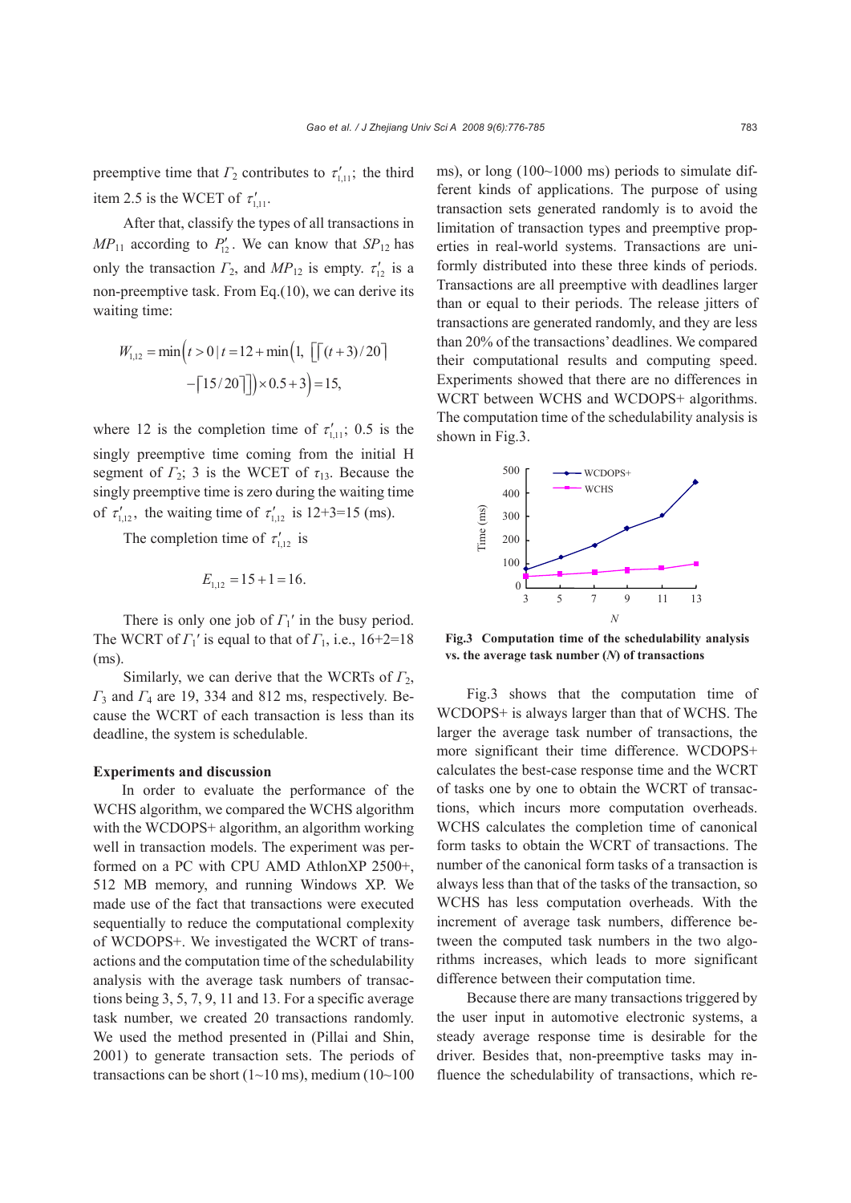preemptive time that $\Gamma_2$ contributes to $\tau'_{1,11}$; the third item 2.5 is the WCET of $\tau'_{1,11}$.

After that, classify the types of all transactions in $MP_{11}$ according to $P'_{12}$. We can know that $SP_{12}$ has only the transaction $\Gamma_2$, and $MP_{12}$ is empty. $\tau'_{12}$ is a non-preemptive task. From Eq.(10), we can derive its waiting time:

$$W_{1,12} = \min\Big(t>0 \mid t = 12 + \min\Big(1,\ \big[\lceil (t+3)/20 \rceil - \lceil 15/20 \rceil\big]\Big) \times 0.5 + 3\Big) = 15,$$

where 12 is the completion time of $\tau'_{1,11}$; 0.5 is the singly preemptive time coming from the initial H segment of $\Gamma_2$; 3 is the WCET of $\tau_{13}$. Because the singly preemptive time is zero during the waiting time of $\tau'_{1,12}$, the waiting time of $\tau'_{1,12}$ is 12+3=15 (ms).

The completion time of $\tau'_{1,12}$ is

$$E_{1,12} = 15 + 1 = 16.$$

There is only one job of $\Gamma_1'$ in the busy period. The WCRT of $\Gamma_1'$ is equal to that of $\Gamma_1$, i.e., 16+2=18 (ms).

Similarly, we can derive that the WCRTs of $\Gamma_2$, $\Gamma_3$ and $\Gamma_4$ are 19, 334 and 812 ms, respectively. Because the WCRT of each transaction is less than its deadline, the system is schedulable.

**Experiments and discussion**

In order to evaluate the performance of the WCHS algorithm, we compared the WCHS algorithm with the WCDOPS+ algorithm, an algorithm working well in transaction models. The experiment was performed on a PC with CPU AMD AthlonXP 2500+, 512 MB memory, and running Windows XP. We made use of the fact that transactions were executed sequentially to reduce the computational complexity of WCDOPS+. We investigated the WCRT of transactions and the computation time of the schedulability analysis with the average task numbers of transactions being 3, 5, 7, 9, 11 and 13. For a specific average task number, we created 20 transactions randomly. We used the method presented in (Pillai and Shin, 2001) to generate transaction sets. The periods of transactions can be short (1~10 ms), medium (10~100 ms), or long (100~1000 ms) periods to simulate different kinds of applications. The purpose of using transaction sets generated randomly is to avoid the limitation of transaction types and preemptive properties in real-world systems. Transactions are uniformly distributed into these three kinds of periods. Transactions are all preemptive with deadlines larger than or equal to their periods. The release jitters of transactions are generated randomly, and they are less than 20% of the transactions' deadlines. We compared their computational results and computing speed. Experiments showed that there are no differences in WCRT between WCHS and WCDOPS+ algorithms. The computation time of the schedulability analysis is shown in Fig.3.

**Fig.3 Computation time of the schedulability analysis vs. the average task number (*N*) of transactions**

Fig.3 shows that the computation time of WCDOPS+ is always larger than that of WCHS. The larger the average task number of transactions, the more significant their time difference. WCDOPS+ calculates the best-case response time and the WCRT of tasks one by one to obtain the WCRT of transactions, which incurs more computation overheads. WCHS calculates the completion time of canonical form tasks to obtain the WCRT of transactions. The number of the canonical form tasks of a transaction is always less than that of the tasks of the transaction, so WCHS has less computation overheads. With the increment of average task numbers, difference between the computed task numbers in the two algorithms increases, which leads to more significant difference between their computation time.

Because there are many transactions triggered by the user input in automotive electronic systems, a steady average response time is desirable for the driver. Besides that, non-preemptive tasks may influence the schedulability of transactions, which re-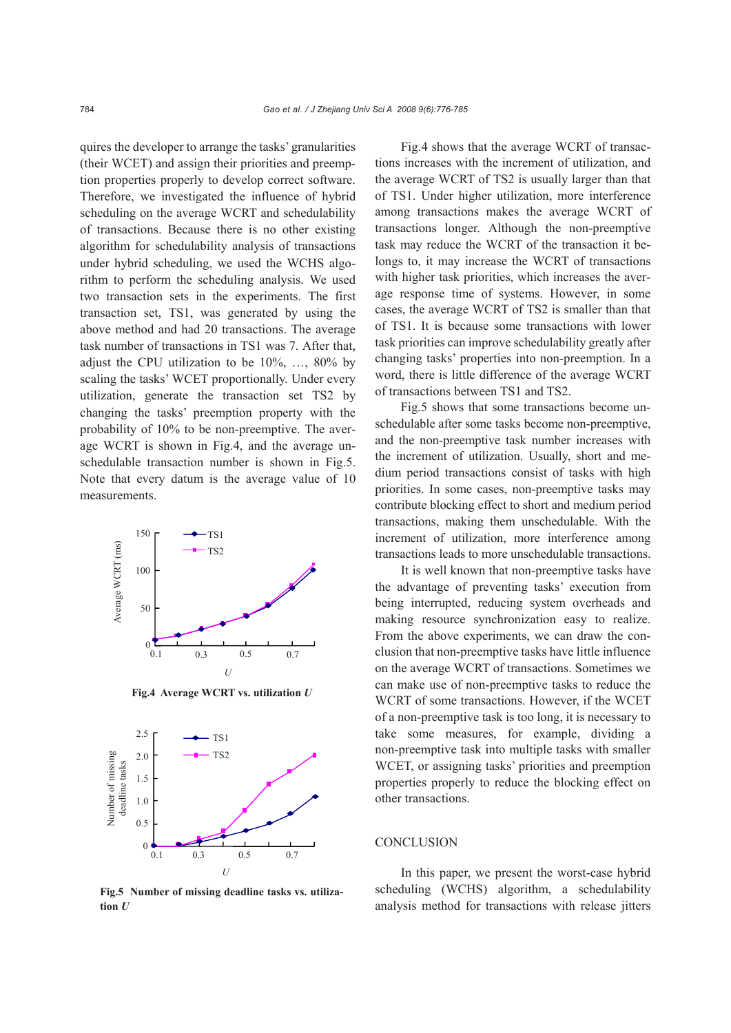quires the developer to arrange the tasks' granularities (their WCET) and assign their priorities and preemption properties properly to develop correct software. Therefore, we investigated the influence of hybrid scheduling on the average WCRT and schedulability of transactions. Because there is no other existing algorithm for schedulability analysis of transactions under hybrid scheduling, we used the WCHS algorithm to perform the scheduling analysis. We used two transaction sets in the experiments. The first transaction set, TS1, was generated by using the above method and had 20 transactions. The average task number of transactions in TS1 was 7. After that, adjust the CPU utilization to be 10%, …, 80% by scaling the tasks' WCET proportionally. Under every utilization, generate the transaction set TS2 by changing the tasks' preemption property with the probability of 10% to be non-preemptive. The average WCRT is shown in Fig.4, and the average unschedulable transaction number is shown in Fig.5. Note that every datum is the average value of 10 measurements.

**Fig.4 Average WCRT vs. utilization *U***

**Fig.5 Number of missing deadline tasks vs. utilization *U***

Fig.4 shows that the average WCRT of transactions increases with the increment of utilization, and the average WCRT of TS2 is usually larger than that of TS1. Under higher utilization, more interference among transactions makes the average WCRT of transactions longer. Although the non-preemptive task may reduce the WCRT of the transaction it belongs to, it may increase the WCRT of transactions with higher task priorities, which increases the average response time of systems. However, in some cases, the average WCRT of TS2 is smaller than that of TS1. It is because some transactions with lower task priorities can improve schedulability greatly after changing tasks' properties into non-preemption. In a word, there is little difference of the average WCRT of transactions between TS1 and TS2.

Fig.5 shows that some transactions become unschedulable after some tasks become non-preemptive, and the non-preemptive task number increases with the increment of utilization. Usually, short and medium period transactions consist of tasks with high priorities. In some cases, non-preemptive tasks may contribute blocking effect to short and medium period transactions, making them unschedulable. With the increment of utilization, more interference among transactions leads to more unschedulable transactions.

It is well known that non-preemptive tasks have the advantage of preventing tasks' execution from being interrupted, reducing system overheads and making resource synchronization easy to realize. From the above experiments, we can draw the conclusion that non-preemptive tasks have little influence on the average WCRT of transactions. Sometimes we can make use of non-preemptive tasks to reduce the WCRT of some transactions. However, if the WCET of a non-preemptive task is too long, it is necessary to take some measures, for example, dividing a non-preemptive task into multiple tasks with smaller WCET, or assigning tasks' priorities and preemption properties properly to reduce the blocking effect on other transactions.

## CONCLUSION

In this paper, we present the worst-case hybrid scheduling (WCHS) algorithm, a schedulability analysis method for transactions with release jitters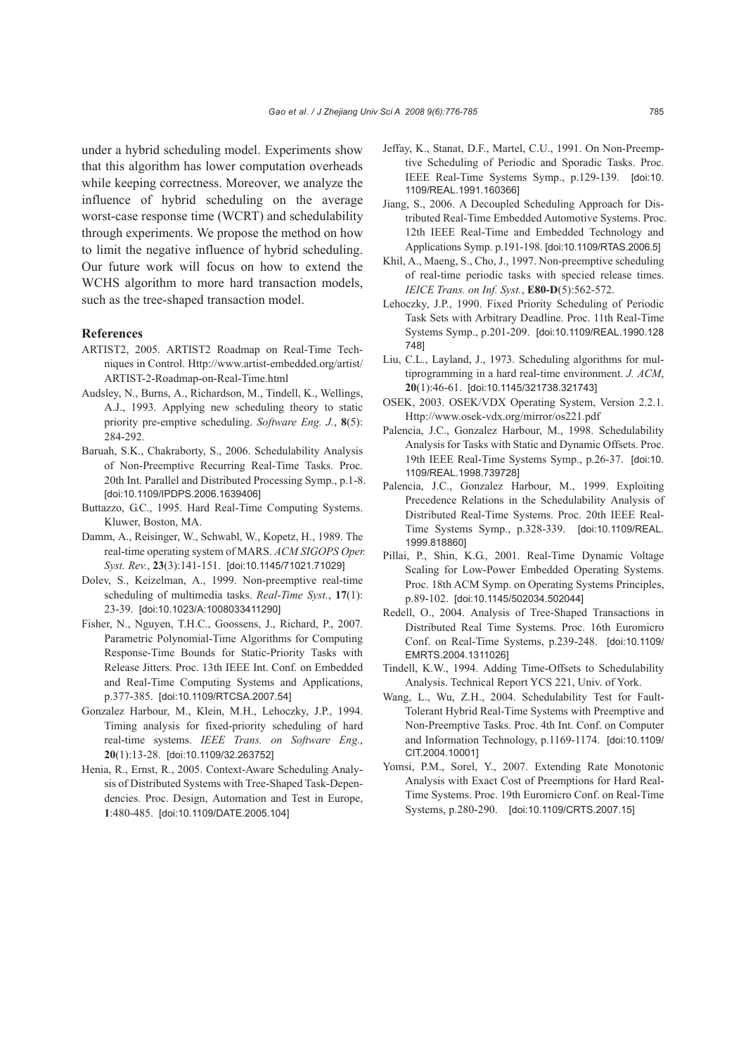under a hybrid scheduling model. Experiments show that this algorithm has lower computation overheads while keeping correctness. Moreover, we analyze the influence of hybrid scheduling on the average worst-case response time (WCRT) and schedulability through experiments. We propose the method on how to limit the negative influence of hybrid scheduling. Our future work will focus on how to extend the WCHS algorithm to more hard transaction models, such as the tree-shaped transaction model.

## References

ARTIST2, 2005. ARTIST2 Roadmap on Real-Time Techniques in Control. Http://www.artist-embedded.org/artist/ARTIST-2-Roadmap-on-Real-Time.html

Audsley, N., Burns, A., Richardson, M., Tindell, K., Wellings, A.J., 1993. Applying new scheduling theory to static priority pre-emptive scheduling. *Software Eng. J.*, **8**(5): 284-292.

Baruah, S.K., Chakraborty, S., 2006. Schedulability Analysis of Non-Preemptive Recurring Real-Time Tasks. Proc. 20th Int. Parallel and Distributed Processing Symp., p.1-8. [doi:10.1109/IPDPS.2006.1639406]

Buttazzo, G.C., 1995. Hard Real-Time Computing Systems. Kluwer, Boston, MA.

Damm, A., Reisinger, W., Schwabl, W., Kopetz, H., 1989. The real-time operating system of MARS. *ACM SIGOPS Oper. Syst. Rev.*, **23**(3):141-151. [doi:10.1145/71021.71029]

Dolev, S., Keizelman, A., 1999. Non-preemptive real-time scheduling of multimedia tasks. *Real-Time Syst.*, **17**(1): 23-39. [doi:10.1023/A:1008033411290]

Fisher, N., Nguyen, T.H.C., Goossens, J., Richard, P., 2007. Parametric Polynomial-Time Algorithms for Computing Response-Time Bounds for Static-Priority Tasks with Release Jitters. Proc. 13th IEEE Int. Conf. on Embedded and Real-Time Computing Systems and Applications, p.377-385. [doi:10.1109/RTCSA.2007.54]

Gonzalez Harbour, M., Klein, M.H., Lehoczky, J.P., 1994. Timing analysis for fixed-priority scheduling of hard real-time systems. *IEEE Trans. on Software Eng.*, **20**(1):13-28. [doi:10.1109/32.263752]

Henia, R., Ernst, R., 2005. Context-Aware Scheduling Analysis of Distributed Systems with Tree-Shaped Task-Dependencies. Proc. Design, Automation and Test in Europe, **1**:480-485. [doi:10.1109/DATE.2005.104]

Jeffay, K., Stanat, D.F., Martel, C.U., 1991. On Non-Preemptive Scheduling of Periodic and Sporadic Tasks. Proc. IEEE Real-Time Systems Symp., p.129-139. [doi:10.1109/REAL.1991.160366]

Jiang, S., 2006. A Decoupled Scheduling Approach for Distributed Real-Time Embedded Automotive Systems. Proc. 12th IEEE Real-Time and Embedded Technology and Applications Symp. p.191-198. [doi:10.1109/RTAS.2006.5]

Khil, A., Maeng, S., Cho, J., 1997. Non-preemptive scheduling of real-time periodic tasks with specied release times. *IEICE Trans. on Inf. Syst.*, **E80-D**(5):562-572.

Lehoczky, J.P., 1990. Fixed Priority Scheduling of Periodic Task Sets with Arbitrary Deadline. Proc. 11th Real-Time Systems Symp., p.201-209. [doi:10.1109/REAL.1990.128748]

Liu, C.L., Layland, J., 1973. Scheduling algorithms for multiprogramming in a hard real-time environment. *J. ACM*, **20**(1):46-61. [doi:10.1145/321738.321743]

OSEK, 2003. OSEK/VDX Operating System, Version 2.2.1. Http://www.osek-vdx.org/mirror/os221.pdf

Palencia, J.C., Gonzalez Harbour, M., 1998. Schedulability Analysis for Tasks with Static and Dynamic Offsets. Proc. 19th IEEE Real-Time Systems Symp., p.26-37. [doi:10.1109/REAL.1998.739728]

Palencia, J.C., Gonzalez Harbour, M., 1999. Exploiting Precedence Relations in the Schedulability Analysis of Distributed Real-Time Systems. Proc. 20th IEEE Real-Time Systems Symp., p.328-339. [doi:10.1109/REAL.1999.818860]

Pillai, P., Shin, K.G., 2001. Real-Time Dynamic Voltage Scaling for Low-Power Embedded Operating Systems. Proc. 18th ACM Symp. on Operating Systems Principles, p.89-102. [doi:10.1145/502034.502044]

Redell, O., 2004. Analysis of Tree-Shaped Transactions in Distributed Real Time Systems. Proc. 16th Euromicro Conf. on Real-Time Systems, p.239-248. [doi:10.1109/EMRTS.2004.1311026]

Tindell, K.W., 1994. Adding Time-Offsets to Schedulability Analysis. Technical Report YCS 221, Univ. of York.

Wang, L., Wu, Z.H., 2004. Schedulability Test for Fault-Tolerant Hybrid Real-Time Systems with Preemptive and Non-Preemptive Tasks. Proc. 4th Int. Conf. on Computer and Information Technology, p.1169-1174. [doi:10.1109/CIT.2004.10001]

Yomsi, P.M., Sorel, Y., 2007. Extending Rate Monotonic Analysis with Exact Cost of Preemptions for Hard Real-Time Systems. Proc. 19th Euromicro Conf. on Real-Time Systems, p.280-290. [doi:10.1109/CRTS.2007.15]